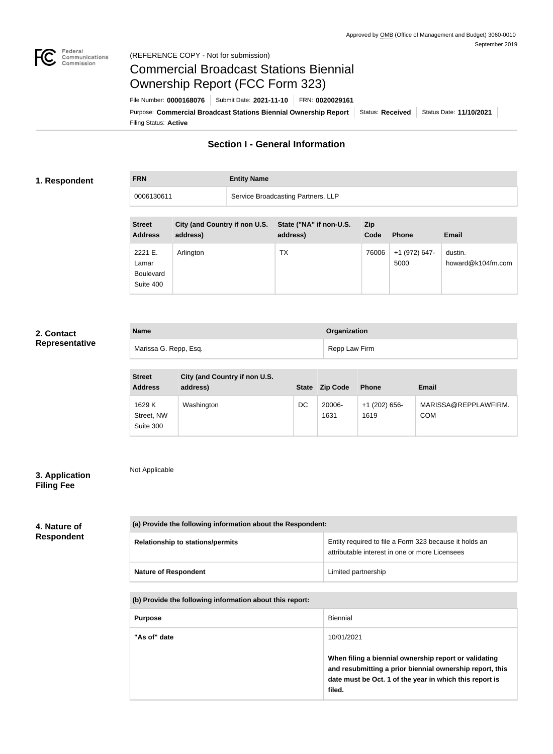Approved by OMB (Office of Management and Budget) 3060-0010
September 2019

(REFERENCE COPY - Not for submission)

# Commercial Broadcast Stations Biennial Ownership Report (FCC Form 323)

File Number: **0000168076** | Submit Date: **2021-11-10** | FRN: **0020029161**

Purpose: **Commercial Broadcast Stations Biennial Ownership Report** | Status: **Received** | Status Date: **11/10/2021**

Filing Status: **Active**

## Section I - General Information

### 1. Respondent

| FRN | Entity Name |
|---|---|
| 0006130611 | Service Broadcasting Partners, LLP |

| Street Address | City (and Country if non U.S. address) | State ("NA" if non-U.S. address) | Zip Code | Phone | Email |
|---|---|---|---|---|---|
| 2221 E. Lamar Boulevard Suite 400 | Arlington | TX | 76006 | +1 (972) 647-5000 | dustin.howard@k104fm.com |

### 2. Contact Representative

| Name | Organization |
|---|---|
| Marissa G. Repp, Esq. | Repp Law Firm |

| Street Address | City (and Country if non U.S. address) | State | Zip Code | Phone | Email |
|---|---|---|---|---|---|
| 1629 K Street, NW Suite 300 | Washington | DC | 20006-1631 | +1 (202) 656-1619 | MARISSA@REPPLAWFIRM.COM |

### 3. Application Filing Fee

Not Applicable

### 4. Nature of Respondent

| (a) Provide the following information about the Respondent: | |
|---|---|
| Relationship to stations/permits | Entity required to file a Form 323 because it holds an attributable interest in one or more Licensees |
| Nature of Respondent | Limited partnership |

| (b) Provide the following information about this report: | |
|---|---|
| Purpose | Biennial |
| "As of" date | 10/01/2021<br><br>**When filing a biennial ownership report or validating and resubmitting a prior biennial ownership report, this date must be Oct. 1 of the year in which this report is filed.** |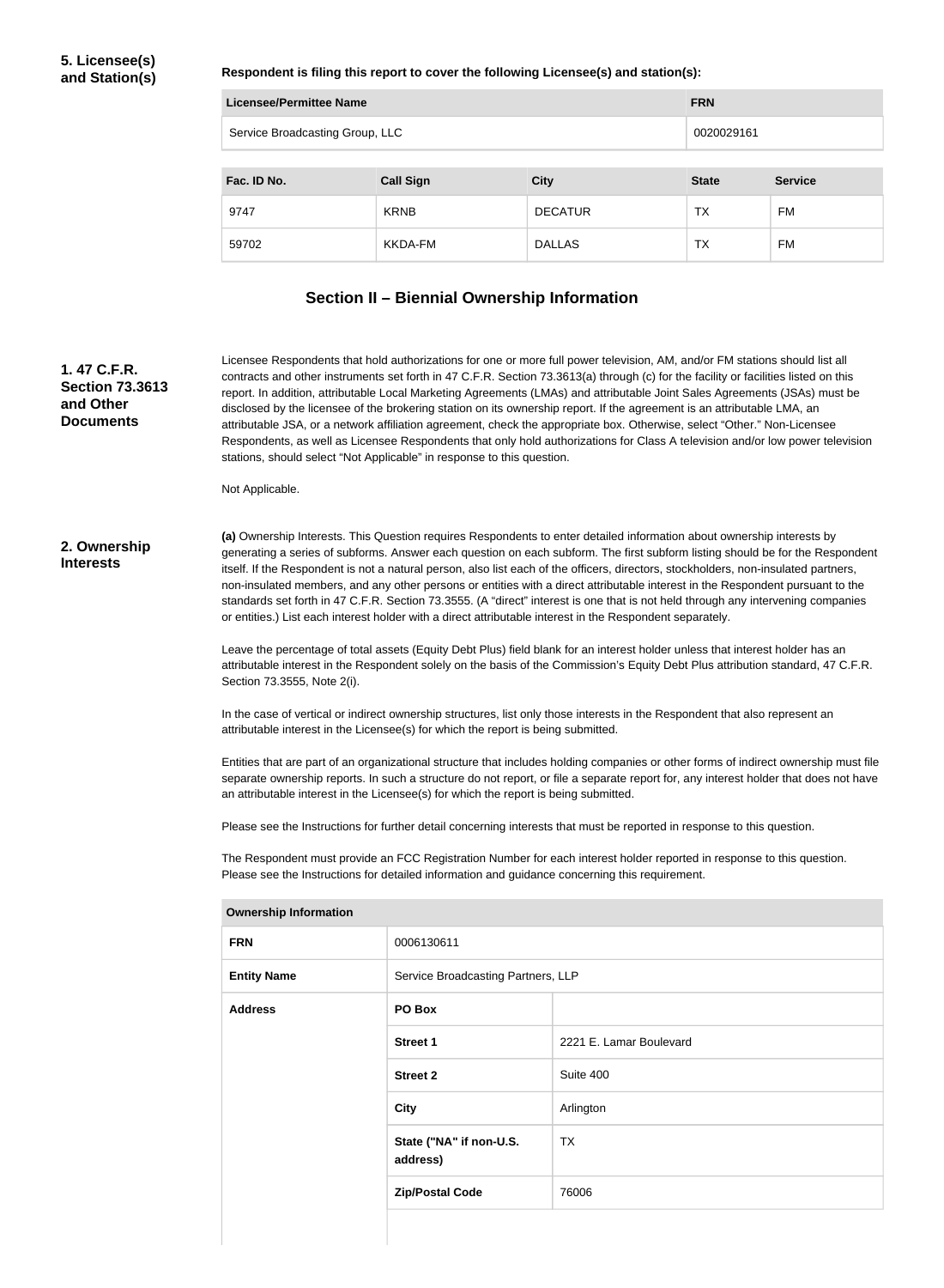**5. Licensee(s) and Station(s)**

**Respondent is filing this report to cover the following Licensee(s) and station(s):**

| Licensee/Permittee Name | FRN |
| --- | --- |
| Service Broadcasting Group, LLC | 0020029161 |

| Fac. ID No. | Call Sign | City | State | Service |
| --- | --- | --- | --- | --- |
| 9747 | KRNB | DECATUR | TX | FM |
| 59702 | KKDA-FM | DALLAS | TX | FM |

## Section II – Biennial Ownership Information

**1. 47 C.F.R. Section 73.3613 and Other Documents**

Licensee Respondents that hold authorizations for one or more full power television, AM, and/or FM stations should list all contracts and other instruments set forth in 47 C.F.R. Section 73.3613(a) through (c) for the facility or facilities listed on this report. In addition, attributable Local Marketing Agreements (LMAs) and attributable Joint Sales Agreements (JSAs) must be disclosed by the licensee of the brokering station on its ownership report. If the agreement is an attributable LMA, an attributable JSA, or a network affiliation agreement, check the appropriate box. Otherwise, select "Other." Non-Licensee Respondents, as well as Licensee Respondents that only hold authorizations for Class A television and/or low power television stations, should select "Not Applicable" in response to this question.

Not Applicable.

**2. Ownership Interests**

**(a)** Ownership Interests. This Question requires Respondents to enter detailed information about ownership interests by generating a series of subforms. Answer each question on each subform. The first subform listing should be for the Respondent itself. If the Respondent is not a natural person, also list each of the officers, directors, stockholders, non-insulated partners, non-insulated members, and any other persons or entities with a direct attributable interest in the Respondent pursuant to the standards set forth in 47 C.F.R. Section 73.3555. (A "direct" interest is one that is not held through any intervening companies or entities.) List each interest holder with a direct attributable interest in the Respondent separately.

Leave the percentage of total assets (Equity Debt Plus) field blank for an interest holder unless that interest holder has an attributable interest in the Respondent solely on the basis of the Commission's Equity Debt Plus attribution standard, 47 C.F.R. Section 73.3555, Note 2(i).

In the case of vertical or indirect ownership structures, list only those interests in the Respondent that also represent an attributable interest in the Licensee(s) for which the report is being submitted.

Entities that are part of an organizational structure that includes holding companies or other forms of indirect ownership must file separate ownership reports. In such a structure do not report, or file a separate report for, any interest holder that does not have an attributable interest in the Licensee(s) for which the report is being submitted.

Please see the Instructions for further detail concerning interests that must be reported in response to this question.

The Respondent must provide an FCC Registration Number for each interest holder reported in response to this question. Please see the Instructions for detailed information and guidance concerning this requirement.

| Ownership Information | | |
| --- | --- | --- |
| **FRN** | 0006130611 | |
| **Entity Name** | Service Broadcasting Partners, LLP | |
| **Address** | **PO Box** | |
| | **Street 1** | 2221 E. Lamar Boulevard |
| | **Street 2** | Suite 400 |
| | **City** | Arlington |
| | **State ("NA" if non-U.S. address)** | TX |
| | **Zip/Postal Code** | 76006 |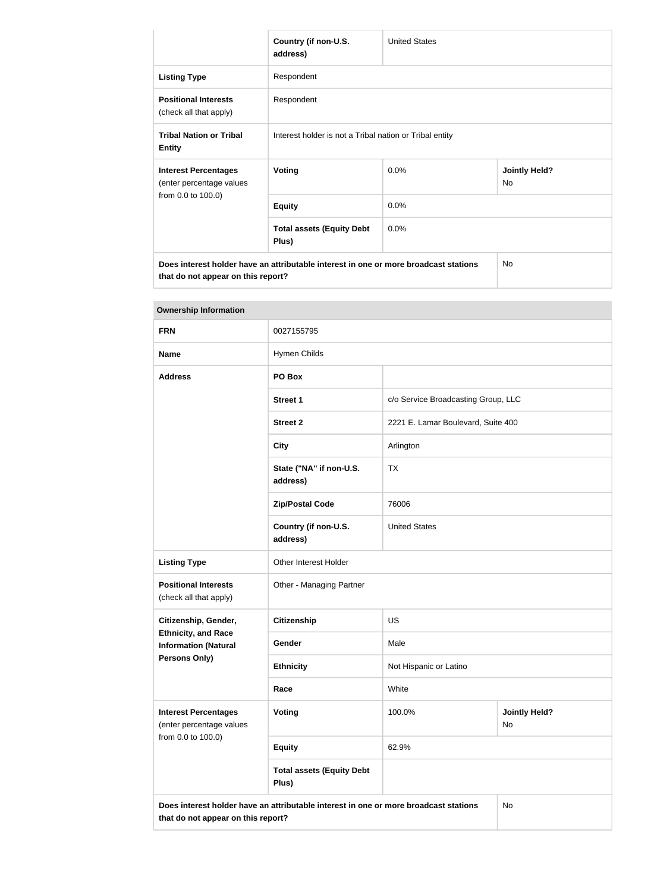| | | | |
|---|---|---|---|
| | **Country (if non-U.S. address)** | United States | |
| **Listing Type** | Respondent | | |
| **Positional Interests** (check all that apply) | Respondent | | |
| **Tribal Nation or Tribal Entity** | Interest holder is not a Tribal nation or Tribal entity | | |
| **Interest Percentages** (enter percentage values from 0.0 to 100.0) | **Voting** | 0.0% | **Jointly Held?** No |
| | **Equity** | 0.0% | |
| | **Total assets (Equity Debt Plus)** | 0.0% | |
| **Does interest holder have an attributable interest in one or more broadcast stations that do not appear on this report?** | | | No |

| **Ownership Information** | | | |
|---|---|---|---|
| **FRN** | 0027155795 | | |
| **Name** | Hymen Childs | | |
| **Address** | **PO Box** | | |
| | **Street 1** | c/o Service Broadcasting Group, LLC | |
| | **Street 2** | 2221 E. Lamar Boulevard, Suite 400 | |
| | **City** | Arlington | |
| | **State ("NA" if non-U.S. address)** | TX | |
| | **Zip/Postal Code** | 76006 | |
| | **Country (if non-U.S. address)** | United States | |
| **Listing Type** | Other Interest Holder | | |
| **Positional Interests** (check all that apply) | Other - Managing Partner | | |
| **Citizenship, Gender, Ethnicity, and Race Information (Natural Persons Only)** | **Citizenship** | US | |
| | **Gender** | Male | |
| | **Ethnicity** | Not Hispanic or Latino | |
| | **Race** | White | |
| **Interest Percentages** (enter percentage values from 0.0 to 100.0) | **Voting** | 100.0% | **Jointly Held?** No |
| | **Equity** | 62.9% | |
| | **Total assets (Equity Debt Plus)** | | |
| **Does interest holder have an attributable interest in one or more broadcast stations that do not appear on this report?** | | | No |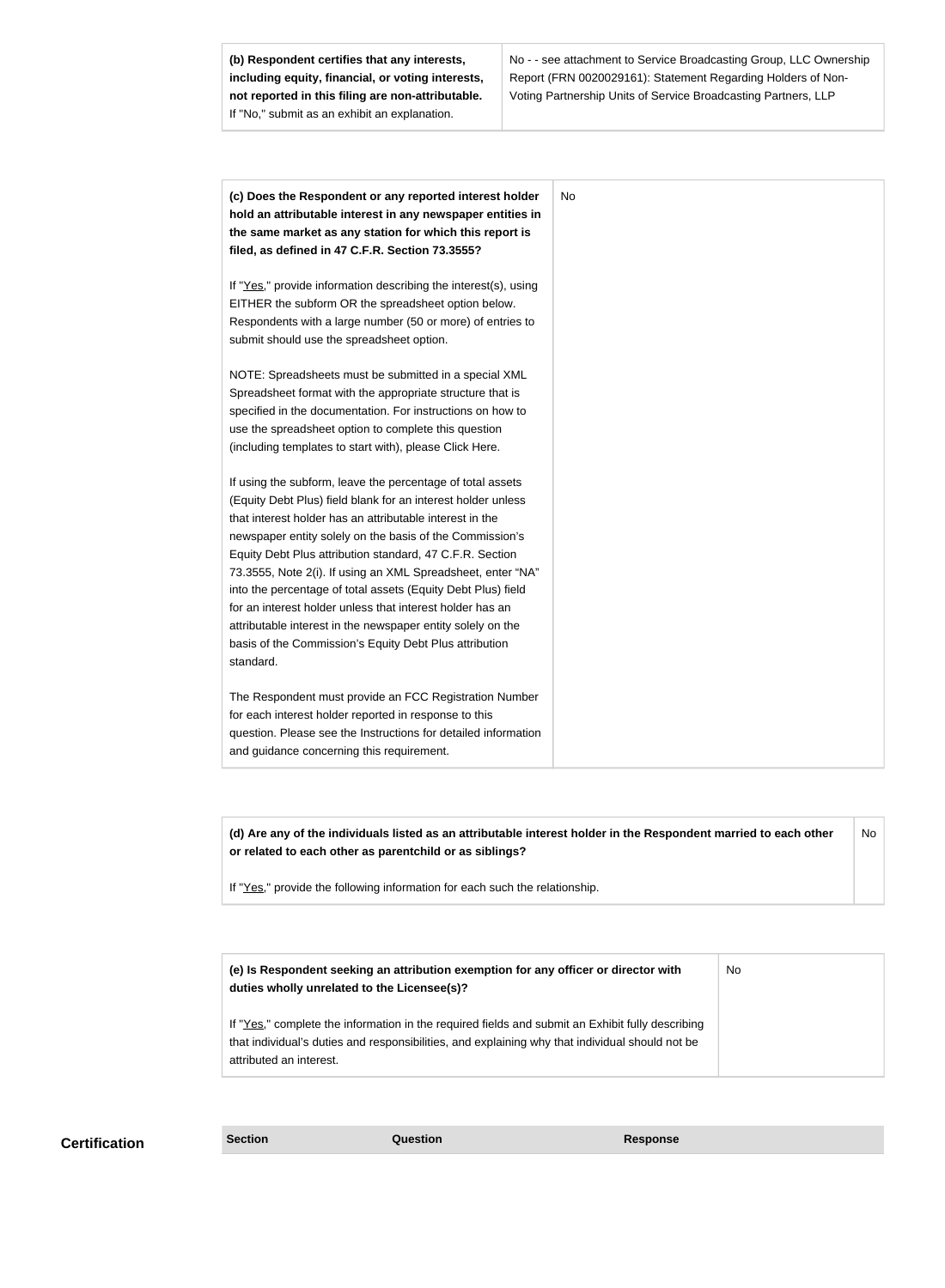| **(b) Respondent certifies that any interests, including equity, financial, or voting interests, not reported in this filing are non-attributable.** If "No," submit as an exhibit an explanation. | No - - see attachment to Service Broadcasting Group, LLC Ownership Report (FRN 0020029161): Statement Regarding Holders of Non-Voting Partnership Units of Service Broadcasting Partners, LLP |
|---|---|

| **(c) Does the Respondent or any reported interest holder hold an attributable interest in any newspaper entities in the same market as any station for which this report is filed, as defined in 47 C.F.R. Section 73.3555?**<br><br>If "Yes," provide information describing the interest(s), using EITHER the subform OR the spreadsheet option below. Respondents with a large number (50 or more) of entries to submit should use the spreadsheet option.<br><br>NOTE: Spreadsheets must be submitted in a special XML Spreadsheet format with the appropriate structure that is specified in the documentation. For instructions on how to use the spreadsheet option to complete this question (including templates to start with), please Click Here.<br><br>If using the subform, leave the percentage of total assets (Equity Debt Plus) field blank for an interest holder unless that interest holder has an attributable interest in the newspaper entity solely on the basis of the Commission's Equity Debt Plus attribution standard, 47 C.F.R. Section 73.3555, Note 2(i). If using an XML Spreadsheet, enter "NA" into the percentage of total assets (Equity Debt Plus) field for an interest holder unless that interest holder has an attributable interest in the newspaper entity solely on the basis of the Commission's Equity Debt Plus attribution standard.<br><br>The Respondent must provide an FCC Registration Number for each interest holder reported in response to this question. Please see the Instructions for detailed information and guidance concerning this requirement. | No |
|---|---|

| **(d) Are any of the individuals listed as an attributable interest holder in the Respondent married to each other or related to each other as parentchild or as siblings?**<br><br>If "Yes," provide the following information for each such the relationship. | No |
|---|---|

| **(e) Is Respondent seeking an attribution exemption for any officer or director with duties wholly unrelated to the Licensee(s)?**<br><br>If "Yes," complete the information in the required fields and submit an Exhibit fully describing that individual's duties and responsibilities, and explaining why that individual should not be attributed an interest. | No |
|---|---|

## Certification

| Section | Question | Response |
|---|---|---|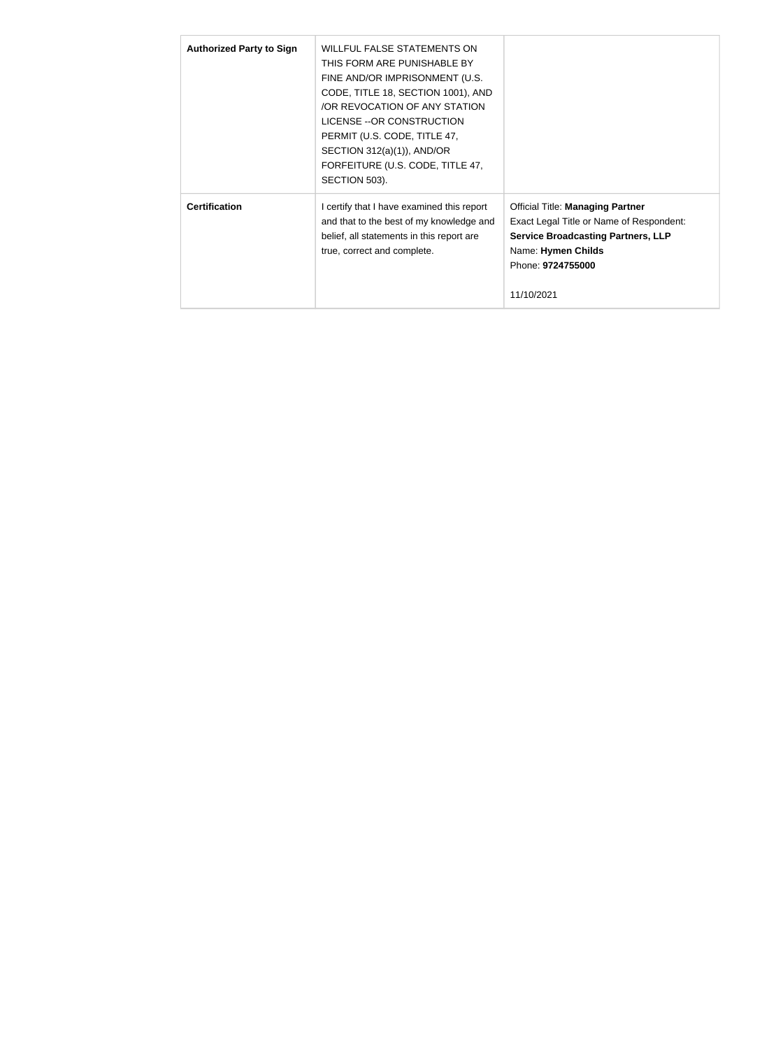| | | |
|---|---|---|
| **Authorized Party to Sign** | WILLFUL FALSE STATEMENTS ON THIS FORM ARE PUNISHABLE BY FINE AND/OR IMPRISONMENT (U.S. CODE, TITLE 18, SECTION 1001), AND /OR REVOCATION OF ANY STATION LICENSE --OR CONSTRUCTION PERMIT (U.S. CODE, TITLE 47, SECTION 312(a)(1)), AND/OR FORFEITURE (U.S. CODE, TITLE 47, SECTION 503). | |
| **Certification** | I certify that I have examined this report and that to the best of my knowledge and belief, all statements in this report are true, correct and complete. | Official Title: **Managing Partner**<br>Exact Legal Title or Name of Respondent: **Service Broadcasting Partners, LLP**<br>Name: **Hymen Childs**<br>Phone: **9724755000**<br><br>11/10/2021 |